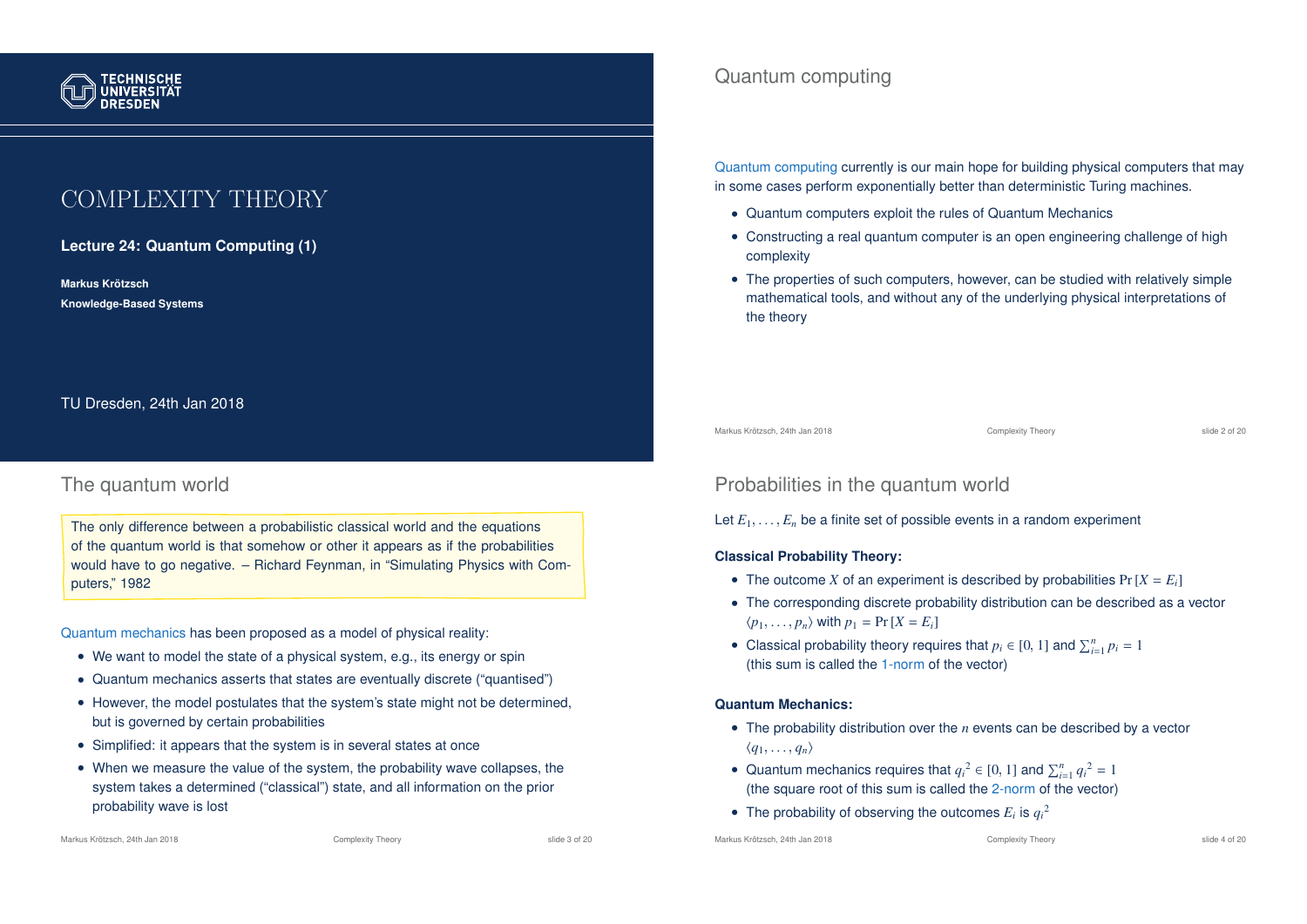TECHNISCHE UNIVERSITÄT DRESDEN

# COMPLEXITY THEORY

**Lecture 24: Quantum Computing (1)**

**Markus Krötzsch**

**Knowledge-Based Systems**

TU Dresden, 24th Jan 2018

## Quantum computing

Quantum computing currently is our main hope for building physical computers that may in some cases perform exponentially better than deterministic Turing machines.

- Quantum computers exploit the rules of Quantum Mechanics
- Constructing a real quantum computer is an open engineering challenge of high complexity
- The properties of such computers, however, can be studied with relatively simple mathematical tools, and without any of the underlying physical interpretations of the theory

## The quantum world

> The only difference between a probabilistic classical world and the equations of the quantum world is that somehow or other it appears as if the probabilities would have to go negative. – Richard Feynman, in "Simulating Physics with Computers," 1982

Quantum mechanics has been proposed as a model of physical reality:

- We want to model the state of a physical system, e.g., its energy or spin
- Quantum mechanics asserts that states are eventually discrete ("quantised")
- However, the model postulates that the system's state might not be determined, but is governed by certain probabilities
- Simplified: it appears that the system is in several states at once
- When we measure the value of the system, the probability wave collapses, the system takes a determined ("classical") state, and all information on the prior probability wave is lost

## Probabilities in the quantum world

Let $E_1, \ldots, E_n$ be a finite set of possible events in a random experiment

**Classical Probability Theory:**

- The outcome $X$ of an experiment is described by probabilities $\Pr[X = E_i]$
- The corresponding discrete probability distribution can be described as a vector $\langle p_1, \ldots, p_n \rangle$ with $p_1 = \Pr[X = E_i]$
- Classical probability theory requires that $p_i \in [0, 1]$ and $\sum_{i=1}^{n} p_i = 1$ (this sum is called the 1-norm of the vector)

**Quantum Mechanics:**

- The probability distribution over the $n$ events can be described by a vector $\langle q_1, \ldots, q_n \rangle$
- Quantum mechanics requires that $q_i{}^2 \in [0, 1]$ and $\sum_{i=1}^{n} q_i{}^2 = 1$ (the square root of this sum is called the 2-norm of the vector)
- The probability of observing the outcomes $E_i$ is $q_i{}^2$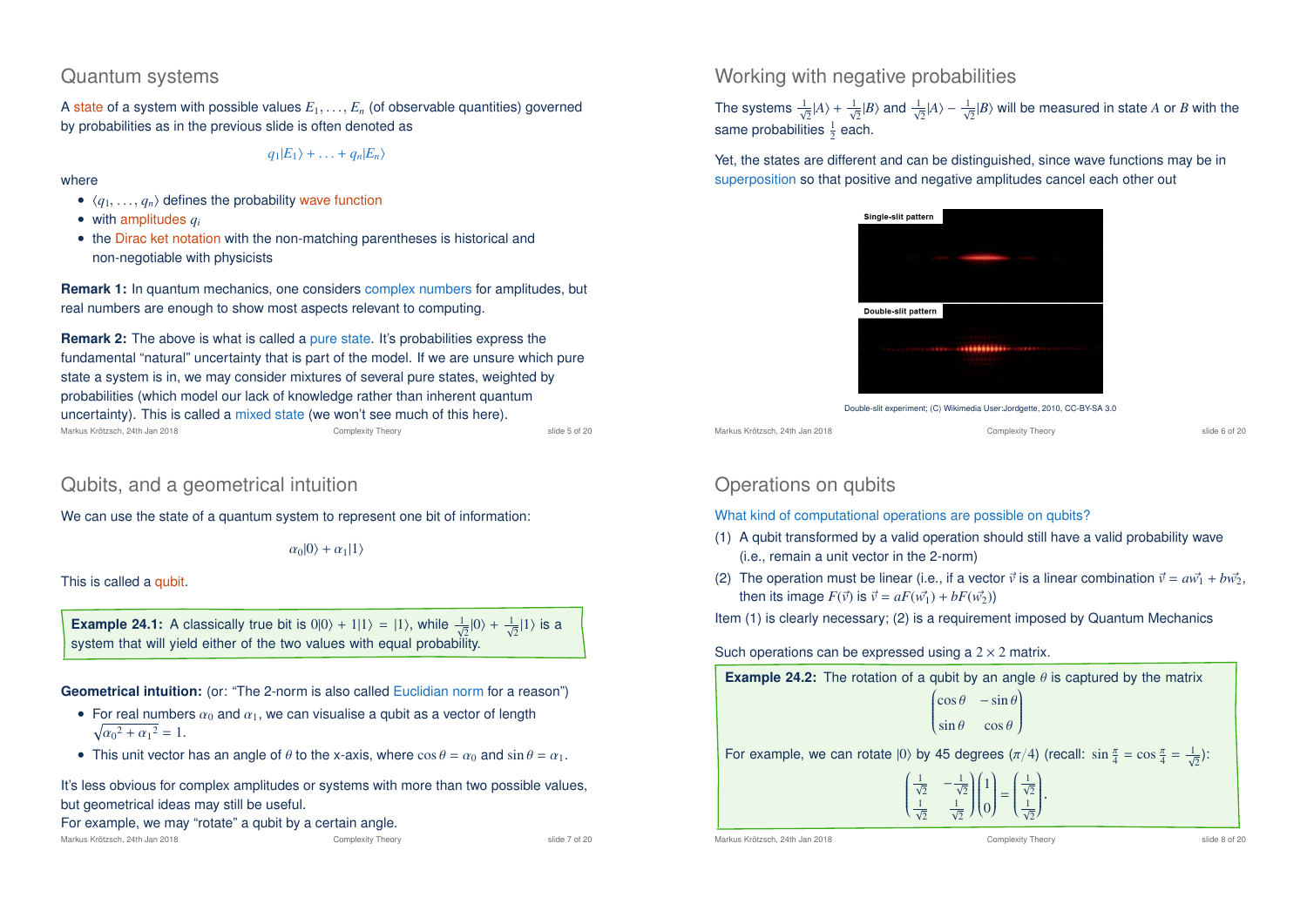## Quantum systems

A state of a system with possible values $E_1, \ldots, E_n$ (of observable quantities) governed by probabilities as in the previous slide is often denoted as

$$q_1|E_1\rangle + \ldots + q_n|E_n\rangle$$

where

- $\langle q_1, \ldots, q_n\rangle$ defines the probability wave function
- with amplitudes $q_i$
- the Dirac ket notation with the non-matching parentheses is historical and non-negotiable with physicists

**Remark 1:** In quantum mechanics, one considers complex numbers for amplitudes, but real numbers are enough to show most aspects relevant to computing.

**Remark 2:** The above is what is called a pure state. It's probabilities express the fundamental "natural" uncertainty that is part of the model. If we are unsure which pure state a system is in, we may consider mixtures of several pure states, weighted by probabilities (which model our lack of knowledge rather than inherent quantum uncertainty). This is called a mixed state (we won't see much of this here).

## Working with negative probabilities

The systems $\frac{1}{\sqrt{2}}|A\rangle + \frac{1}{\sqrt{2}}|B\rangle$ and $\frac{1}{\sqrt{2}}|A\rangle - \frac{1}{\sqrt{2}}|B\rangle$ will be measured in state $A$ or $B$ with the same probabilities $\frac{1}{2}$ each.

Yet, the states are different and can be distinguished, since wave functions may be in superposition so that positive and negative amplitudes cancel each other out

Single-slit pattern

Double-slit pattern

Double-slit experiment; (C) Wikimedia User:Jordgette, 2010, CC-BY-SA 3.0

## Qubits, and a geometrical intuition

We can use the state of a quantum system to represent one bit of information:

$$\alpha_0|0\rangle + \alpha_1|1\rangle$$

This is called a qubit.

**Example 24.1:** A classically true bit is $0|0\rangle + 1|1\rangle = |1\rangle$, while $\frac{1}{\sqrt{2}}|0\rangle + \frac{1}{\sqrt{2}}|1\rangle$ is a system that will yield either of the two values with equal probability.

**Geometrical intuition:** (or: "The 2-norm is also called Euclidian norm for a reason")

- For real numbers $\alpha_0$ and $\alpha_1$, we can visualise a qubit as a vector of length $\sqrt{{\alpha_0}^2 + {\alpha_1}^2} = 1$.
- This unit vector has an angle of $\theta$ to the x-axis, where $\cos\theta = \alpha_0$ and $\sin\theta = \alpha_1$.

It's less obvious for complex amplitudes or systems with more than two possible values, but geometrical ideas may still be useful.
For example, we may "rotate" a qubit by a certain angle.

## Operations on qubits

What kind of computational operations are possible on qubits?

(1) A qubit transformed by a valid operation should still have a valid probability wave (i.e., remain a unit vector in the 2-norm)

(2) The operation must be linear (i.e., if a vector $\vec{v}$ is a linear combination $\vec{v} = a\vec{w_1} + b\vec{w_2}$, then its image $F(\vec{v})$ is $\vec{v} = aF(\vec{w_1}) + bF(\vec{w_2})$)

Item (1) is clearly necessary; (2) is a requirement imposed by Quantum Mechanics

Such operations can be expressed using a $2 \times 2$ matrix.

**Example 24.2:** The rotation of a qubit by an angle $\theta$ is captured by the matrix

$$\begin{pmatrix} \cos\theta & -\sin\theta \\ \sin\theta & \cos\theta \end{pmatrix}$$

For example, we can rotate $|0\rangle$ by 45 degrees ($\pi/4$) (recall: $\sin\frac{\pi}{4} = \cos\frac{\pi}{4} = \frac{1}{\sqrt{2}}$):

$$\begin{pmatrix} \frac{1}{\sqrt{2}} & -\frac{1}{\sqrt{2}} \\ \frac{1}{\sqrt{2}} & \frac{1}{\sqrt{2}} \end{pmatrix} \begin{pmatrix} 1 \\ 0 \end{pmatrix} = \begin{pmatrix} \frac{1}{\sqrt{2}} \\ \frac{1}{\sqrt{2}} \end{pmatrix}.$$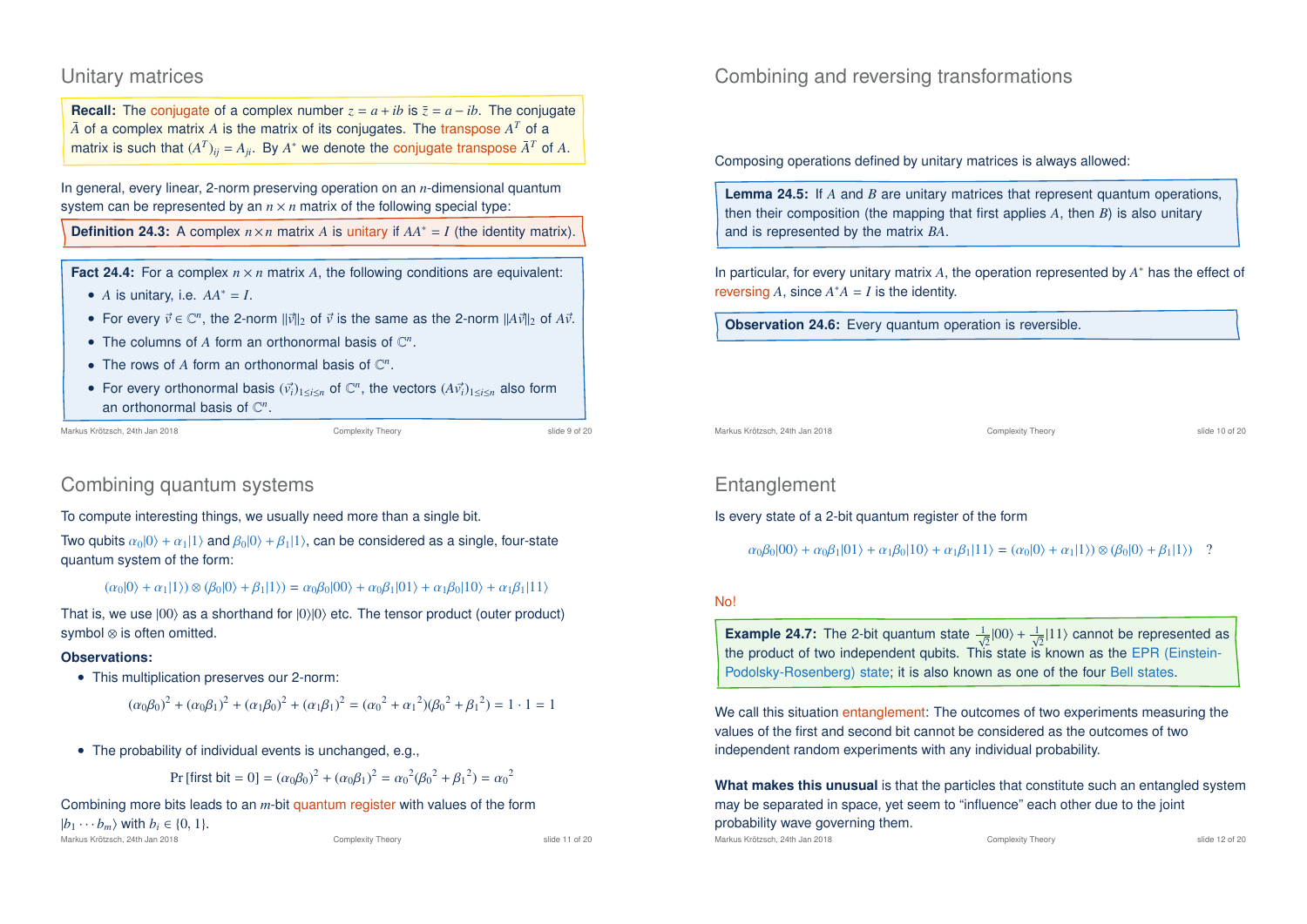## Unitary matrices

**Recall:** The conjugate of a complex number $z = a + ib$ is $\bar{z} = a - ib$. The conjugate $\bar{A}$ of a complex matrix $A$ is the matrix of its conjugates. The transpose $A^T$ of a matrix is such that $(A^T)_{ij} = A_{ji}$. By $A^*$ we denote the conjugate transpose $\bar{A}^T$ of $A$.

In general, every linear, 2-norm preserving operation on an $n$-dimensional quantum system can be represented by an $n \times n$ matrix of the following special type:

**Definition 24.3:** A complex $n \times n$ matrix $A$ is unitary if $AA^* = I$ (the identity matrix).

**Fact 24.4:** For a complex $n \times n$ matrix $A$, the following conditions are equivalent:

- $A$ is unitary, i.e. $AA^* = I$.
- For every $\vec{v} \in \mathbb{C}^n$, the 2-norm $\|\vec{v}\|_2$ of $\vec{v}$ is the same as the 2-norm $\|A\vec{v}\|_2$ of $A\vec{v}$.
- The columns of $A$ form an orthonormal basis of $\mathbb{C}^n$.
- The rows of $A$ form an orthonormal basis of $\mathbb{C}^n$.
- For every orthonormal basis $(\vec{v}_i)_{1 \leq i \leq n}$ of $\mathbb{C}^n$, the vectors $(A\vec{v}_i)_{1 \leq i \leq n}$ also form an orthonormal basis of $\mathbb{C}^n$.

## Combining and reversing transformations

Composing operations defined by unitary matrices is always allowed:

**Lemma 24.5:** If $A$ and $B$ are unitary matrices that represent quantum operations, then their composition (the mapping that first applies $A$, then $B$) is also unitary and is represented by the matrix $BA$.

In particular, for every unitary matrix $A$, the operation represented by $A^*$ has the effect of reversing $A$, since $A^*A = I$ is the identity.

**Observation 24.6:** Every quantum operation is reversible.

## Combining quantum systems

To compute interesting things, we usually need more than a single bit.

Two qubits $\alpha_0|0\rangle + \alpha_1|1\rangle$ and $\beta_0|0\rangle + \beta_1|1\rangle$, can be considered as a single, four-state quantum system of the form:

$$(\alpha_0|0\rangle + \alpha_1|1\rangle) \otimes (\beta_0|0\rangle + \beta_1|1\rangle) = \alpha_0\beta_0|00\rangle + \alpha_0\beta_1|01\rangle + \alpha_1\beta_0|10\rangle + \alpha_1\beta_1|11\rangle$$

That is, we use $|00\rangle$ as a shorthand for $|0\rangle|0\rangle$ etc. The tensor product (outer product) symbol $\otimes$ is often omitted.

**Observations:**

- This multiplication preserves our 2-norm:

$$(\alpha_0\beta_0)^2 + (\alpha_0\beta_1)^2 + (\alpha_1\beta_0)^2 + (\alpha_1\beta_1)^2 = (\alpha_0{}^2 + \alpha_1{}^2)(\beta_0{}^2 + \beta_1{}^2) = 1 \cdot 1 = 1$$

- The probability of individual events is unchanged, e.g.,

$$\Pr[\text{first bit} = 0] = (\alpha_0\beta_0)^2 + (\alpha_0\beta_1)^2 = \alpha_0{}^2(\beta_0{}^2 + \beta_1{}^2) = \alpha_0{}^2$$

Combining more bits leads to an $m$-bit quantum register with values of the form $|b_1 \cdots b_m\rangle$ with $b_i \in \{0, 1\}$.

## Entanglement

Is every state of a 2-bit quantum register of the form

$$\alpha_0\beta_0|00\rangle + \alpha_0\beta_1|01\rangle + \alpha_1\beta_0|10\rangle + \alpha_1\beta_1|11\rangle = (\alpha_0|0\rangle + \alpha_1|1\rangle) \otimes (\beta_0|0\rangle + \beta_1|1\rangle) \quad ?$$

No!

**Example 24.7:** The 2-bit quantum state $\frac{1}{\sqrt{2}}|00\rangle + \frac{1}{\sqrt{2}}|11\rangle$ cannot be represented as the product of two independent qubits. This state is known as the EPR (Einstein-Podolsky-Rosenberg) state; it is also known as one of the four Bell states.

We call this situation entanglement: The outcomes of two experiments measuring the values of the first and second bit cannot be considered as the outcomes of two independent random experiments with any individual probability.

**What makes this unusual** is that the particles that constitute such an entangled system may be separated in space, yet seem to "influence" each other due to the joint probability wave governing them.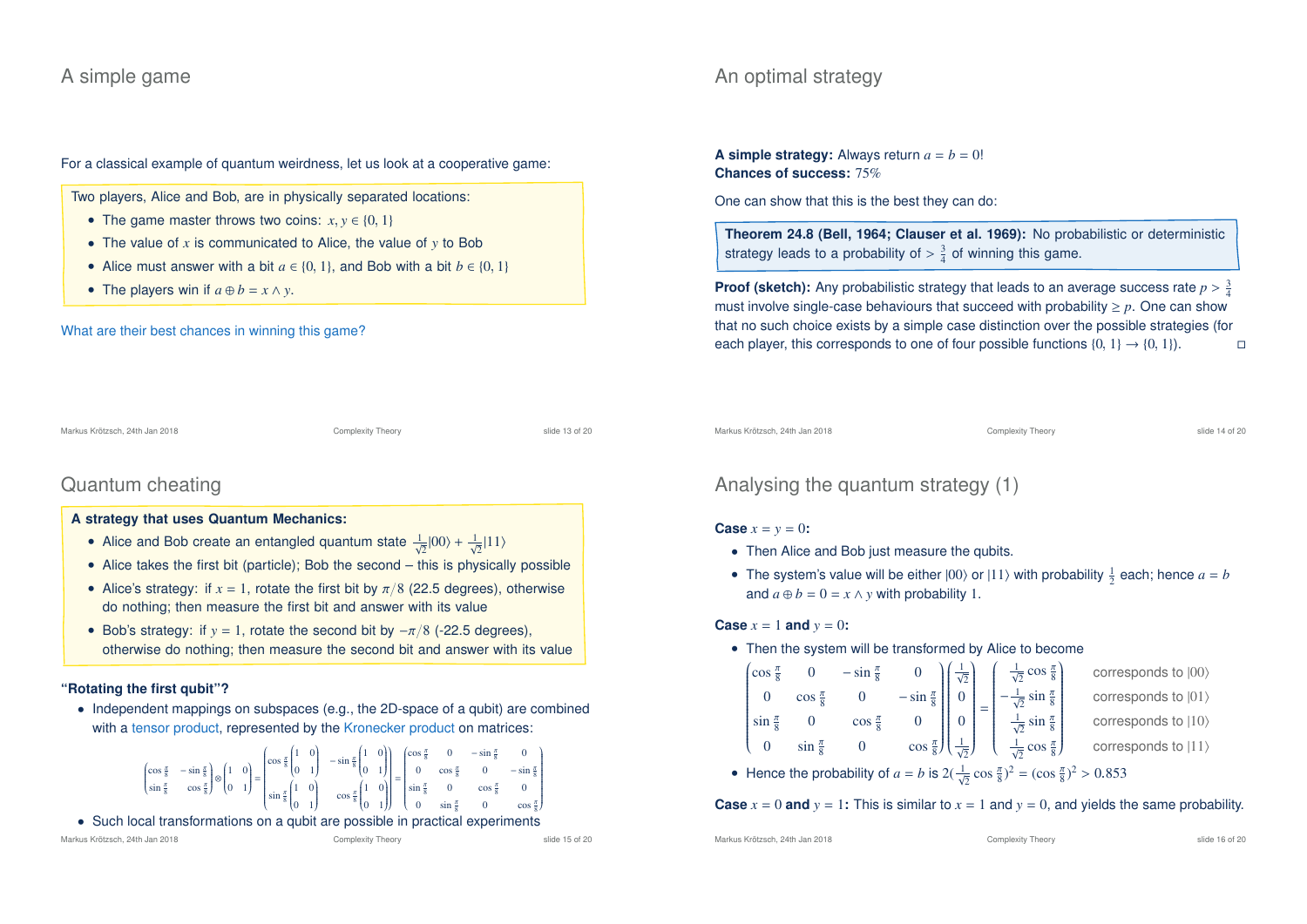## A simple game

For a classical example of quantum weirdness, let us look at a cooperative game:

Two players, Alice and Bob, are in physically separated locations:

- The game master throws two coins: $x, y \in \{0, 1\}$
- The value of $x$ is communicated to Alice, the value of $y$ to Bob
- Alice must answer with a bit $a \in \{0, 1\}$, and Bob with a bit $b \in \{0, 1\}$
- The players win if $a \oplus b = x \wedge y$.

What are their best chances in winning this game?

## An optimal strategy

**A simple strategy:** Always return $a = b = 0$!
**Chances of success:** 75%

One can show that this is the best they can do:

**Theorem 24.8 (Bell, 1964; Clauser et al. 1969):** No probabilistic or deterministic strategy leads to a probability of $> \frac{3}{4}$ of winning this game.

**Proof (sketch):** Any probabilistic strategy that leads to an average success rate $p > \frac{3}{4}$ must involve single-case behaviours that succeed with probability $\geq p$. One can show that no such choice exists by a simple case distinction over the possible strategies (for each player, this corresponds to one of four possible functions $\{0, 1\} \to \{0, 1\}$). □

## Quantum cheating

**A strategy that uses Quantum Mechanics:**

- Alice and Bob create an entangled quantum state $\frac{1}{\sqrt{2}}|00\rangle + \frac{1}{\sqrt{2}}|11\rangle$
- Alice takes the first bit (particle); Bob the second – this is physically possible
- Alice's strategy: if $x = 1$, rotate the first bit by $\pi/8$ (22.5 degrees), otherwise do nothing; then measure the first bit and answer with its value
- Bob's strategy: if $y = 1$, rotate the second bit by $-\pi/8$ (-22.5 degrees), otherwise do nothing; then measure the second bit and answer with its value

**"Rotating the first qubit"?**

- Independent mappings on subspaces (e.g., the 2D-space of a qubit) are combined with a tensor product, represented by the Kronecker product on matrices:

$$\begin{pmatrix} \cos\frac{\pi}{8} & -\sin\frac{\pi}{8} \\ \sin\frac{\pi}{8} & \cos\frac{\pi}{8} \end{pmatrix} \otimes \begin{pmatrix} 1 & 0 \\ 0 & 1 \end{pmatrix} = \begin{pmatrix} \cos\frac{\pi}{8}\begin{pmatrix} 1 & 0 \\ 0 & 1 \end{pmatrix} & -\sin\frac{\pi}{8}\begin{pmatrix} 1 & 0 \\ 0 & 1 \end{pmatrix} \\ \sin\frac{\pi}{8}\begin{pmatrix} 1 & 0 \\ 0 & 1 \end{pmatrix} & \cos\frac{\pi}{8}\begin{pmatrix} 1 & 0 \\ 0 & 1 \end{pmatrix} \end{pmatrix} = \begin{pmatrix} \cos\frac{\pi}{8} & 0 & -\sin\frac{\pi}{8} & 0 \\ 0 & \cos\frac{\pi}{8} & 0 & -\sin\frac{\pi}{8} \\ \sin\frac{\pi}{8} & 0 & \cos\frac{\pi}{8} & 0 \\ 0 & \sin\frac{\pi}{8} & 0 & \cos\frac{\pi}{8} \end{pmatrix}$$

- Such local transformations on a qubit are possible in practical experiments

## Analysing the quantum strategy (1)

**Case $x = y = 0$:**

- Then Alice and Bob just measure the qubits.
- The system's value will be either $|00\rangle$ or $|11\rangle$ with probability $\frac{1}{2}$ each; hence $a = b$ and $a \oplus b = 0 = x \wedge y$ with probability 1.

**Case $x = 1$ and $y = 0$:**

- Then the system will be transformed by Alice to become

$$\begin{pmatrix} \cos\frac{\pi}{8} & 0 & -\sin\frac{\pi}{8} & 0 \\ 0 & \cos\frac{\pi}{8} & 0 & -\sin\frac{\pi}{8} \\ \sin\frac{\pi}{8} & 0 & \cos\frac{\pi}{8} & 0 \\ 0 & \sin\frac{\pi}{8} & 0 & \cos\frac{\pi}{8} \end{pmatrix} \begin{pmatrix} \frac{1}{\sqrt{2}} \\ 0 \\ 0 \\ \frac{1}{\sqrt{2}} \end{pmatrix} = \begin{pmatrix} \frac{1}{\sqrt{2}}\cos\frac{\pi}{8} \\ -\frac{1}{\sqrt{2}}\sin\frac{\pi}{8} \\ \frac{1}{\sqrt{2}}\sin\frac{\pi}{8} \\ \frac{1}{\sqrt{2}}\cos\frac{\pi}{8} \end{pmatrix} \begin{matrix} \text{corresponds to } |00\rangle \\ \text{corresponds to } |01\rangle \\ \text{corresponds to } |10\rangle \\ \text{corresponds to } |11\rangle \end{matrix}$$

- Hence the probability of $a = b$ is $2(\frac{1}{\sqrt{2}}\cos\frac{\pi}{8})^2 = (\cos\frac{\pi}{8})^2 > 0.853$

**Case $x = 0$ and $y = 1$:** This is similar to $x = 1$ and $y = 0$, and yields the same probability.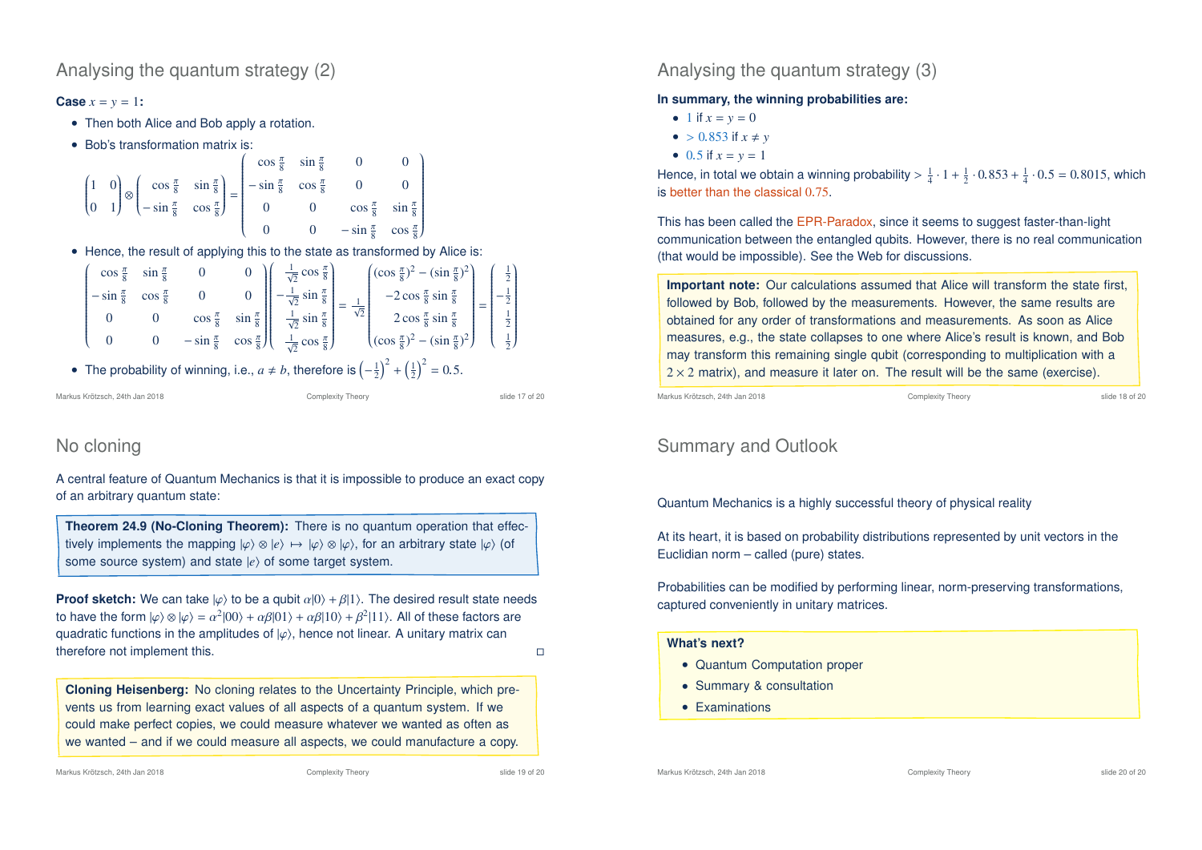## Analysing the quantum strategy (2)

**Case** $x = y = 1$**:**

- Then both Alice and Bob apply a rotation.
- Bob's transformation matrix is:

$$\begin{pmatrix} 1 & 0 \\ 0 & 1 \end{pmatrix} \otimes \begin{pmatrix} \cos\frac{\pi}{8} & \sin\frac{\pi}{8} \\ -\sin\frac{\pi}{8} & \cos\frac{\pi}{8} \end{pmatrix} = \begin{pmatrix} \cos\frac{\pi}{8} & \sin\frac{\pi}{8} & 0 & 0 \\ -\sin\frac{\pi}{8} & \cos\frac{\pi}{8} & 0 & 0 \\ 0 & 0 & \cos\frac{\pi}{8} & \sin\frac{\pi}{8} \\ 0 & 0 & -\sin\frac{\pi}{8} & \cos\frac{\pi}{8} \end{pmatrix}$$

- Hence, the result of applying this to the state as transformed by Alice is:

$$\begin{pmatrix} \cos\frac{\pi}{8} & \sin\frac{\pi}{8} & 0 & 0 \\ -\sin\frac{\pi}{8} & \cos\frac{\pi}{8} & 0 & 0 \\ 0 & 0 & \cos\frac{\pi}{8} & \sin\frac{\pi}{8} \\ 0 & 0 & -\sin\frac{\pi}{8} & \cos\frac{\pi}{8} \end{pmatrix} \begin{pmatrix} \frac{1}{\sqrt{2}}\cos\frac{\pi}{8} \\ -\frac{1}{\sqrt{2}}\sin\frac{\pi}{8} \\ \frac{1}{\sqrt{2}}\sin\frac{\pi}{8} \\ \frac{1}{\sqrt{2}}\cos\frac{\pi}{8} \end{pmatrix} = \frac{1}{\sqrt{2}} \begin{pmatrix} (\cos\frac{\pi}{8})^2 - (\sin\frac{\pi}{8})^2 \\ -2\cos\frac{\pi}{8}\sin\frac{\pi}{8} \\ 2\cos\frac{\pi}{8}\sin\frac{\pi}{8} \\ (\cos\frac{\pi}{8})^2 - (\sin\frac{\pi}{8})^2 \end{pmatrix} = \begin{pmatrix} \frac{1}{2} \\ -\frac{1}{2} \\ \frac{1}{2} \\ \frac{1}{2} \end{pmatrix}$$

- The probability of winning, i.e., $a \neq b$, therefore is $\left(-\frac{1}{2}\right)^2 + \left(\frac{1}{2}\right)^2 = 0.5$.

## Analysing the quantum strategy (3)

**In summary, the winning probabilities are:**

- $1$ if $x = y = 0$
- $> 0.853$ if $x \neq y$
- $0.5$ if $x = y = 1$

Hence, in total we obtain a winning probability $> \frac{1}{4} \cdot 1 + \frac{1}{2} \cdot 0.853 + \frac{1}{4} \cdot 0.5 = 0.8015$, which is better than the classical $0.75$.

This has been called the EPR-Paradox, since it seems to suggest faster-than-light communication between the entangled qubits. However, there is no real communication (that would be impossible). See the Web for discussions.

**Important note:** Our calculations assumed that Alice will transform the state first, followed by Bob, followed by the measurements. However, the same results are obtained for any order of transformations and measurements. As soon as Alice measures, e.g., the state collapses to one where Alice's result is known, and Bob may transform this remaining single qubit (corresponding to multiplication with a $2 \times 2$ matrix), and measure it later on. The result will be the same (exercise).

## No cloning

A central feature of Quantum Mechanics is that it is impossible to produce an exact copy of an arbitrary quantum state:

**Theorem 24.9 (No-Cloning Theorem):** There is no quantum operation that effectively implements the mapping $|\varphi\rangle \otimes |e\rangle \mapsto |\varphi\rangle \otimes |\varphi\rangle$, for an arbitrary state $|\varphi\rangle$ (of some source system) and state $|e\rangle$ of some target system.

**Proof sketch:** We can take $|\varphi\rangle$ to be a qubit $\alpha|0\rangle + \beta|1\rangle$. The desired result state needs to have the form $|\varphi\rangle \otimes |\varphi\rangle = \alpha^2|00\rangle + \alpha\beta|01\rangle + \alpha\beta|10\rangle + \beta^2|11\rangle$. All of these factors are quadratic functions in the amplitudes of $|\varphi\rangle$, hence not linear. A unitary matrix can therefore not implement this. □

**Cloning Heisenberg:** No cloning relates to the Uncertainty Principle, which prevents us from learning exact values of all aspects of a quantum system. If we could make perfect copies, we could measure whatever we wanted as often as we wanted – and if we could measure all aspects, we could manufacture a copy.

## Summary and Outlook

Quantum Mechanics is a highly successful theory of physical reality

At its heart, it is based on probability distributions represented by unit vectors in the Euclidian norm – called (pure) states.

Probabilities can be modified by performing linear, norm-preserving transformations, captured conveniently in unitary matrices.

**What's next?**

- Quantum Computation proper
- Summary & consultation
- Examinations